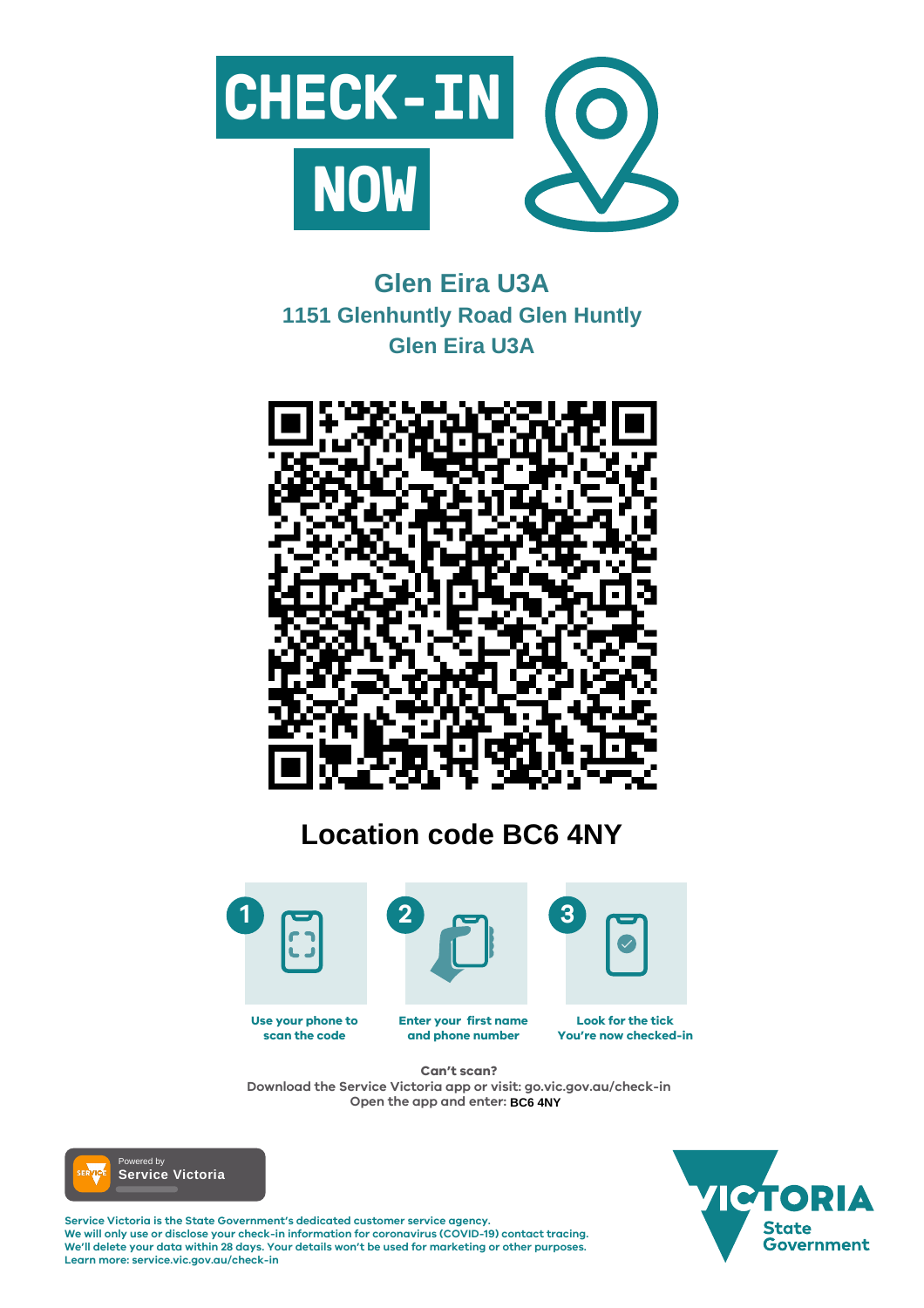# CHECK-IN NOW

## Glen Eira U3A
### 1151 Glenhuntly Road Glen Huntly
### Glen Eira U3A

## Location code BC6 4NY

1. Use your phone to scan the code
2. Enter your first name and phone number
3. Look for the tick You're now checked-in

**Can't scan?**
Download the Service Victoria app or visit: go.vic.gov.au/check-in
Open the app and enter: **BC6 4NY**

Powered by Service Victoria

**Service Victoria is the State Government's dedicated customer service agency.**
**We will only use or disclose your check-in information for coronavirus (COVID-19) contact tracing.**
**We'll delete your data within 28 days. Your details won't be used for marketing or other purposes.**
**Learn more: service.vic.gov.au/check-in**

VICTORIA State Government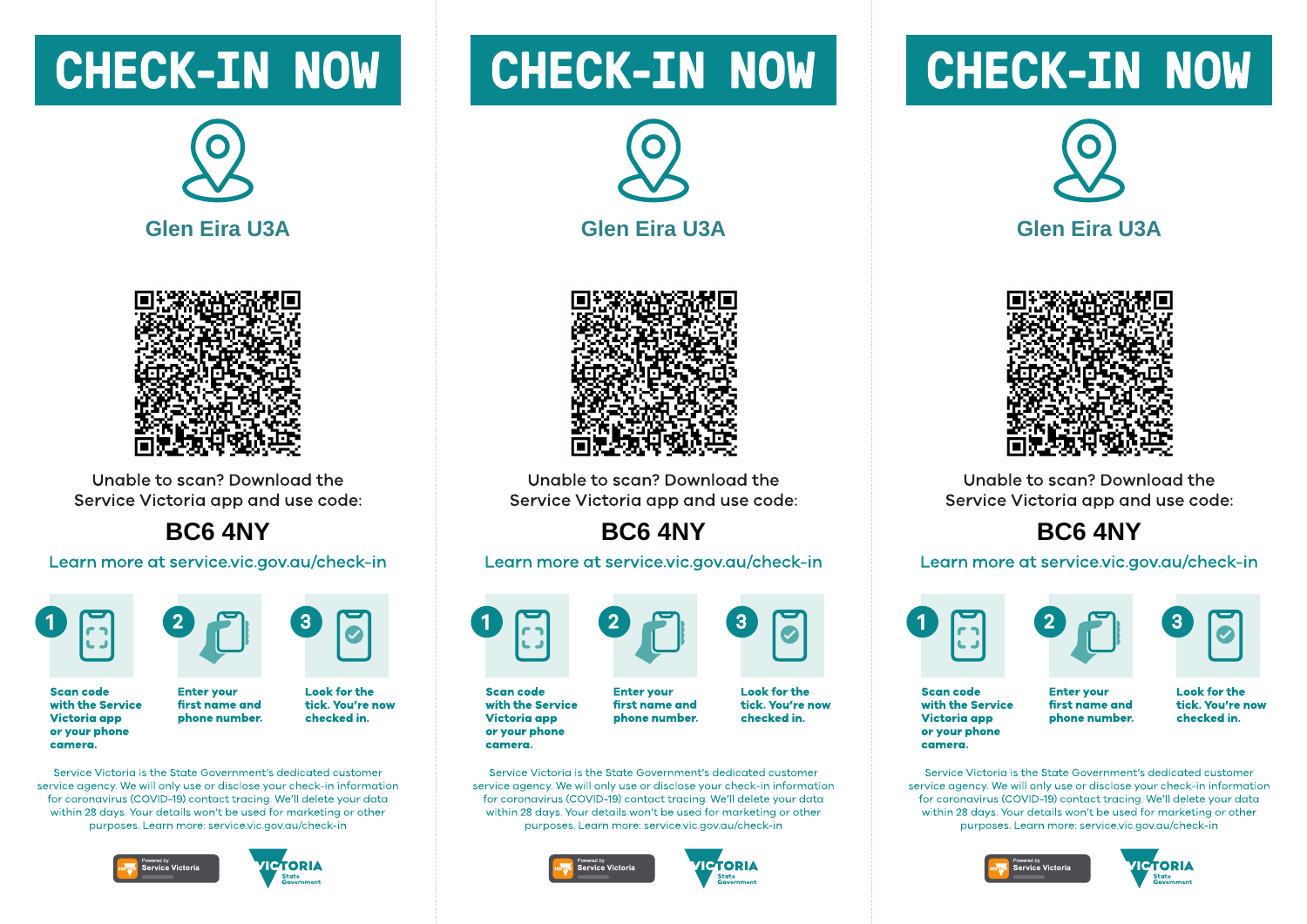# CHECK-IN NOW

## Glen Eira U3A

Unable to scan? Download the Service Victoria app and use code:

**BC6 4NY**

Learn more at service.vic.gov.au/check-in

1. **Scan code with the Service Victoria app or your phone camera.**
2. **Enter your first name and phone number.**
3. **Look for the tick. You're now checked in.**

Service Victoria is the State Government's dedicated customer service agency. We will only use or disclose your check-in information for coronavirus (COVID-19) contact tracing. We'll delete your data within 28 days. Your details won't be used for marketing or other purposes. Learn more: service.vic.gov.au/check-in

Powered by Service Victoria

VICTORIA State Government

# CHECK-IN NOW

## Glen Eira U3A

Unable to scan? Download the Service Victoria app and use code:

**BC6 4NY**

Learn more at service.vic.gov.au/check-in

1. **Scan code with the Service Victoria app or your phone camera.**
2. **Enter your first name and phone number.**
3. **Look for the tick. You're now checked in.**

Service Victoria is the State Government's dedicated customer service agency. We will only use or disclose your check-in information for coronavirus (COVID-19) contact tracing. We'll delete your data within 28 days. Your details won't be used for marketing or other purposes. Learn more: service.vic.gov.au/check-in

Powered by Service Victoria

VICTORIA State Government

# CHECK-IN NOW

## Glen Eira U3A

Unable to scan? Download the Service Victoria app and use code:

**BC6 4NY**

Learn more at service.vic.gov.au/check-in

1. **Scan code with the Service Victoria app or your phone camera.**
2. **Enter your first name and phone number.**
3. **Look for the tick. You're now checked in.**

Service Victoria is the State Government's dedicated customer service agency. We will only use or disclose your check-in information for coronavirus (COVID-19) contact tracing. We'll delete your data within 28 days. Your details won't be used for marketing or other purposes. Learn more: service.vic.gov.au/check-in

Powered by Service Victoria

VICTORIA State Government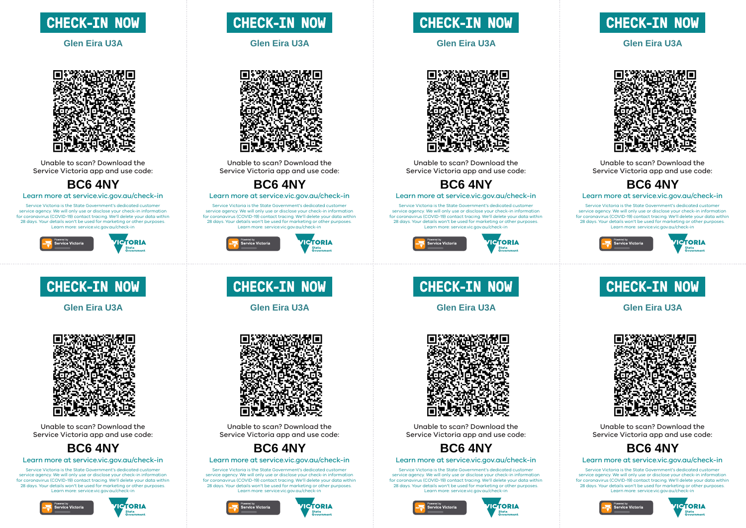# CHECK-IN NOW

## Glen Eira U3A

Unable to scan? Download the Service Victoria app and use code:

**BC6 4NY**

Learn more at service.vic.gov.au/check-in

Service Victoria is the State Government's dedicated customer service agency. We will only use or disclose your check-in information for coronavirus (COVID-19) contact tracing. We'll delete your data within 28 days. Your details won't be used for marketing or other purposes. Learn more: service.vic.gov.au/check-in

Powered by Service Victoria

VICTORIA State Government

# CHECK-IN NOW

## Glen Eira U3A

Unable to scan? Download the Service Victoria app and use code:

**BC6 4NY**

Learn more at service.vic.gov.au/check-in

Service Victoria is the State Government's dedicated customer service agency. We will only use or disclose your check-in information for coronavirus (COVID-19) contact tracing. We'll delete your data within 28 days. Your details won't be used for marketing or other purposes. Learn more: service.vic.gov.au/check-in

Powered by Service Victoria

VICTORIA State Government

# CHECK-IN NOW

## Glen Eira U3A

Unable to scan? Download the Service Victoria app and use code:

**BC6 4NY**

Learn more at service.vic.gov.au/check-in

Service Victoria is the State Government's dedicated customer service agency. We will only use or disclose your check-in information for coronavirus (COVID-19) contact tracing. We'll delete your data within 28 days. Your details won't be used for marketing or other purposes. Learn more: service.vic.gov.au/check-in

Powered by Service Victoria

VICTORIA State Government

# CHECK-IN NOW

## Glen Eira U3A

Unable to scan? Download the Service Victoria app and use code:

**BC6 4NY**

Learn more at service.vic.gov.au/check-in

Service Victoria is the State Government's dedicated customer service agency. We will only use or disclose your check-in information for coronavirus (COVID-19) contact tracing. We'll delete your data within 28 days. Your details won't be used for marketing or other purposes. Learn more: service.vic.gov.au/check-in

Powered by Service Victoria

VICTORIA State Government

# CHECK-IN NOW

## Glen Eira U3A

Unable to scan? Download the Service Victoria app and use code:

**BC6 4NY**

Learn more at service.vic.gov.au/check-in

Service Victoria is the State Government's dedicated customer service agency. We will only use or disclose your check-in information for coronavirus (COVID-19) contact tracing. We'll delete your data within 28 days. Your details won't be used for marketing or other purposes. Learn more: service.vic.gov.au/check-in

Powered by Service Victoria

VICTORIA State Government

# CHECK-IN NOW

## Glen Eira U3A

Unable to scan? Download the Service Victoria app and use code:

**BC6 4NY**

Learn more at service.vic.gov.au/check-in

Service Victoria is the State Government's dedicated customer service agency. We will only use or disclose your check-in information for coronavirus (COVID-19) contact tracing. We'll delete your data within 28 days. Your details won't be used for marketing or other purposes. Learn more: service.vic.gov.au/check-in

Powered by Service Victoria

VICTORIA State Government

# CHECK-IN NOW

## Glen Eira U3A

Unable to scan? Download the Service Victoria app and use code:

**BC6 4NY**

Learn more at service.vic.gov.au/check-in

Service Victoria is the State Government's dedicated customer service agency. We will only use or disclose your check-in information for coronavirus (COVID-19) contact tracing. We'll delete your data within 28 days. Your details won't be used for marketing or other purposes. Learn more: service.vic.gov.au/check-in

Powered by Service Victoria

VICTORIA State Government

# CHECK-IN NOW

## Glen Eira U3A

Unable to scan? Download the Service Victoria app and use code:

**BC6 4NY**

Learn more at service.vic.gov.au/check-in

Service Victoria is the State Government's dedicated customer service agency. We will only use or disclose your check-in information for coronavirus (COVID-19) contact tracing. We'll delete your data within 28 days. Your details won't be used for marketing or other purposes. Learn more: service.vic.gov.au/check-in

Powered by Service Victoria

VICTORIA State Government